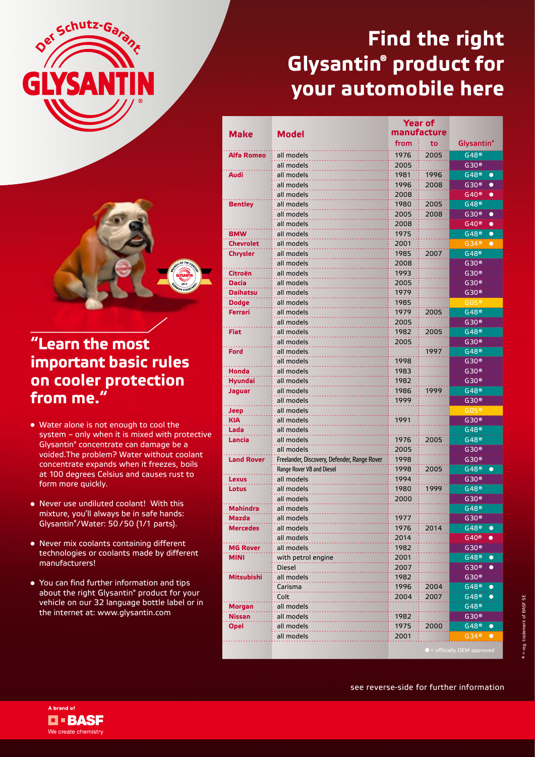# Find the right Glysantin® product for your automobile here

## "Learn the most important basic rules on cooler protection from me."

- Water alone is not enough to cool the system – only when it is mixed with protective Glysantin® concentrate can damage be a voided.The problem? Water without coolant concentrate expands when it freezes, boils at 100 degrees Celsius and causes rust to form more quickly.
- Never use undiluted coolant! With this mixture, you'll always be in safe hands: Glysantin®/Water: 50/50 (1/1 parts).
- Never mix coolants containing different technologies or coolants made by different manufacturers!
- You can find further information and tips about the right Glysantin® product for your vehicle on our 32 language bottle label or in the internet at: www.glysantin.com

| Make | Model | Year of manufacture | | Glysantin® |
|---|---|---|---|---|
| | | from | to | |
| Alfa Romeo | all models | 1976 | 2005 | G48® |
| | all models | 2005 | | G30® |
| Audi | all models | 1981 | 1996 | G48® ● |
| | all models | 1996 | 2008 | G30® ● |
| | all models | 2008 | | G40® ● |
| Bentley | all models | 1980 | 2005 | G48® |
| | all models | 2005 | 2008 | G30® ● |
| | all models | 2008 | | G40® ● |
| BMW | all models | 1975 | | G48® ● |
| Chevrolet | all models | 2001 | | G34® ● |
| Chrysler | all models | 1985 | 2007 | G48® |
| | all models | 2008 | | G30® |
| Citroën | all models | 1993 | | G30® |
| Dacia | all models | 2005 | | G30® |
| Daihatsu | all models | 1979 | | G30® |
| Dodge | all models | 1985 | | G05® |
| Ferrari | all models | 1979 | 2005 | G48® |
| | all models | 2005 | | G30® |
| Fiat | all models | 1982 | 2005 | G48® |
| | all models | 2005 | | G30® |
| Ford | all models | | 1997 | G48® |
| | all models | 1998 | | G30® |
| Honda | all models | 1983 | | G30® |
| Hyundai | all models | 1982 | | G30® |
| Jaguar | all models | 1986 | 1999 | G48® |
| | all models | 1999 | | G30® |
| Jeep | all models | | | G05® |
| KIA | all models | 1991 | | G30® |
| Lada | all models | | | G48® |
| Lancia | all models | 1976 | 2005 | G48® |
| | all models | 2005 | | G30® |
| Land Rover | Freelander, Discovery, Defender, Range Rover | 1998 | | G30® |
| | Range Rover V8 and Diesel | 1998 | 2005 | G48® ● |
| Lexus | all models | 1994 | | G30® |
| Lotus | all models | 1980 | 1999 | G48® |
| | all models | 2000 | | G30® |
| Mahindra | all models | | | G48® |
| Mazda | all models | 1977 | | G30® |
| Mercedes | all models | 1976 | 2014 | G48® ● |
| | all models | 2014 | | G40® ● |
| MG Rover | all models | 1982 | | G30® |
| MINI | with petrol engine | 2001 | | G48® ● |
| | Diesel | 2007 | | G30® ● |
| Mitsubishi | all models | 1982 | | G30® |
| | Carisma | 1996 | 2004 | G48® ● |
| | Colt | 2004 | 2007 | G48® ● |
| Morgan | all models | | | G48® |
| Nissan | all models | 1982 | | G30® |
| Opel | all models | 1975 | 2000 | G48® ● |
| | all models | 2001 | | G34® ● |

● = officially OEM approved

see reverse-side for further information

® = reg. trademark of BASF SE

A brand of BASF
We create chemistry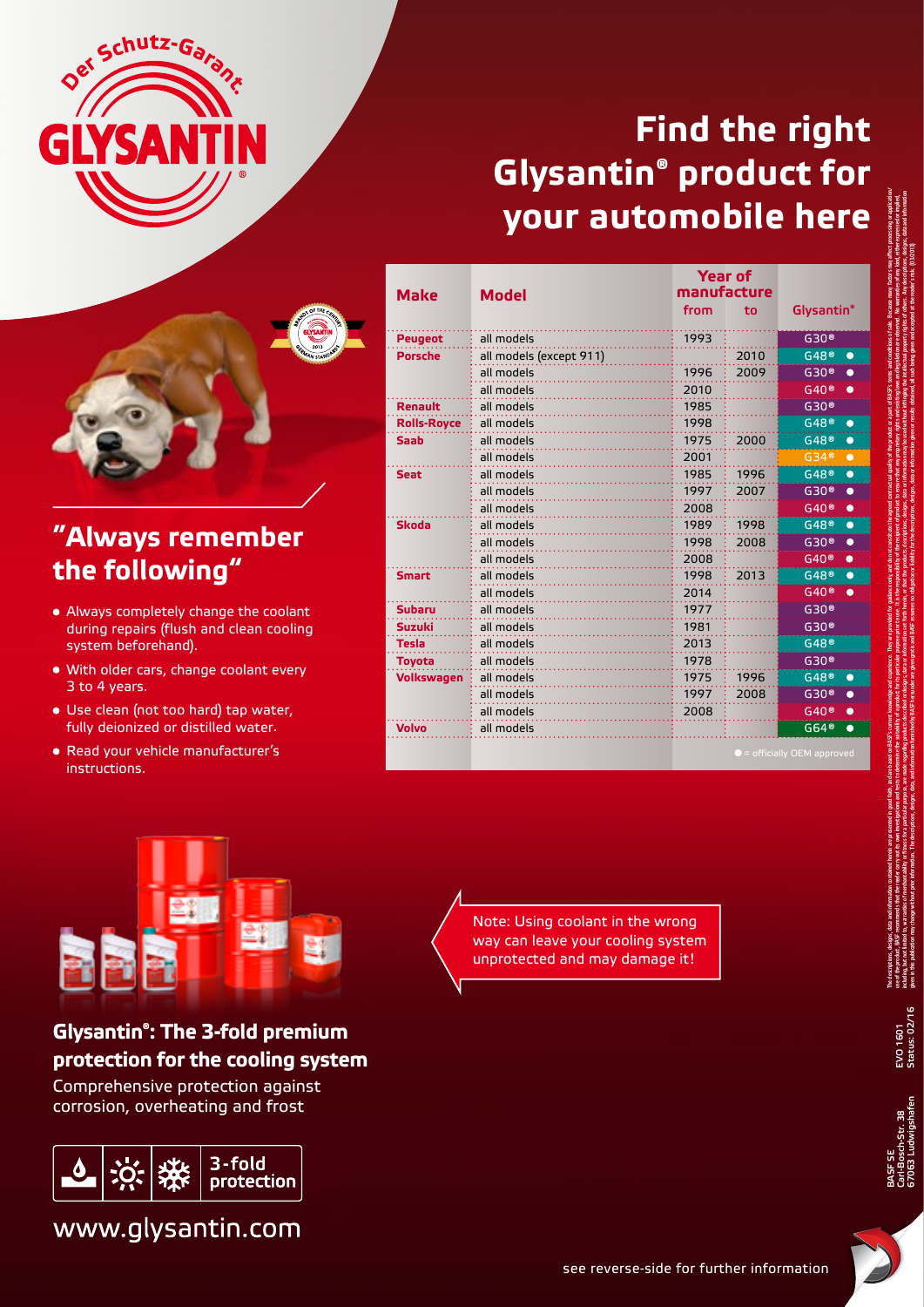# Find the right Glysantin® product for your automobile here

| Make | Model | Year of manufacture from | Year of manufacture to | Glysantin® |
|---|---|---|---|---|
| Peugeot | all models | 1993 | | G30® |
| Porsche | all models (except 911) | | 2010 | G48® ● |
| | all models | 1996 | 2009 | G30® ● |
| | all models | 2010 | | G40® ● |
| Renault | all models | 1985 | | G30® |
| Rolls-Royce | all models | 1998 | | G48® ● |
| Saab | all models | 1975 | 2000 | G48® ● |
| | all models | 2001 | | G34® ● |
| Seat | all models | 1985 | 1996 | G48® ● |
| | all models | 1997 | 2007 | G30® ● |
| | all models | 2008 | | G40® ● |
| Skoda | all models | 1989 | 1998 | G48® ● |
| | all models | 1998 | 2008 | G30® ● |
| | all models | 2008 | | G40® ● |
| Smart | all models | 1998 | 2013 | G48® ● |
| | all models | 2014 | | G40® ● |
| Subaru | all models | 1977 | | G30® |
| Suzuki | all models | 1981 | | G30® |
| Tesla | all models | 2013 | | G48® |
| Toyota | all models | 1978 | | G30® |
| Volkswagen | all models | 1975 | 1996 | G48® ● |
| | all models | 1997 | 2008 | G30® ● |
| | all models | 2008 | | G40® ● |
| Volvo | all models | | | G64® ● |

● = officially OEM approved

## "Always remember the following"

- Always completely change the coolant during repairs (flush and clean cooling system beforehand).
- With older cars, change coolant every 3 to 4 years.
- Use clean (not too hard) tap water, fully deionized or distilled water.
- Read your vehicle manufacturer's instructions.

Note: Using coolant in the wrong way can leave your cooling system unprotected and may damage it!

## Glysantin®: The 3-fold premium protection for the cooling system

Comprehensive protection against corrosion, overheating and frost

3-fold protection

www.glysantin.com

EVO 1601
Status: 02/16

BASF SE
Carl-Bosch-Str. 38
67063 Ludwigshafen

see reverse-side for further information